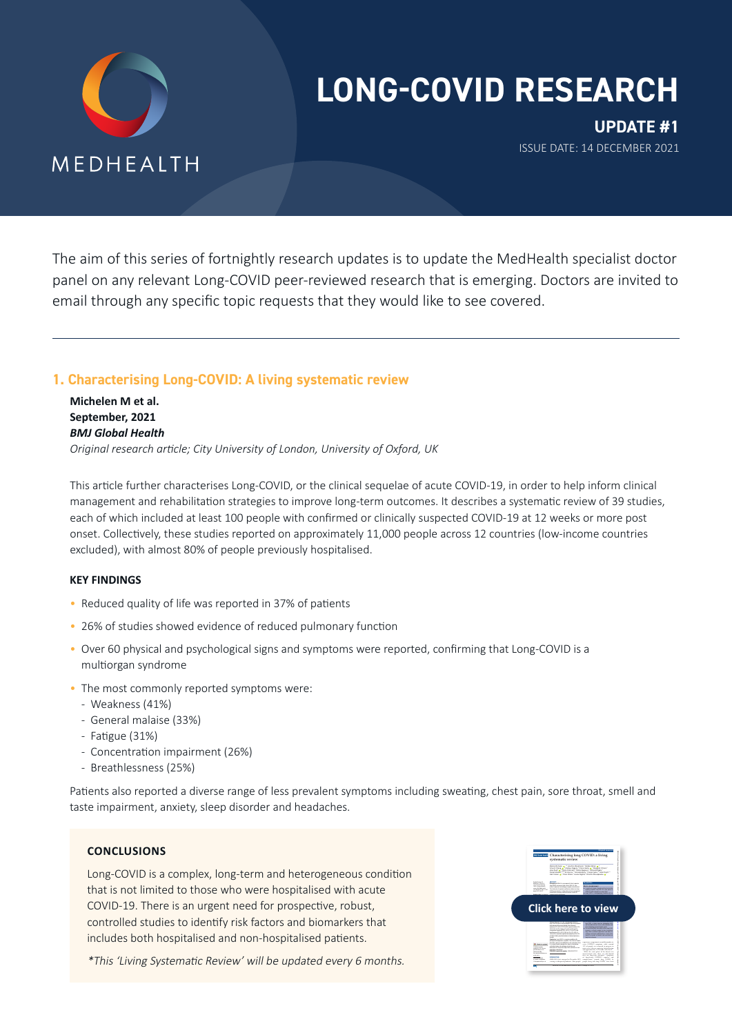MEDHEALTH

# LONG-COVID RESEARCH

## UPDATE #1

ISSUE DATE: 14 DECEMBER 2021

The aim of this series of fortnightly research updates is to update the MedHealth specialist doctor panel on any relevant Long-COVID peer-reviewed research that is emerging. Doctors are invited to email through any specific topic requests that they would like to see covered.

---

### 1. Characterising Long-COVID: A living systematic review

**Michelen M et al.**
**September, 2021**
***BMJ Global Health***
*Original research article; City University of London, University of Oxford, UK*

This article further characterises Long-COVID, or the clinical sequelae of acute COVID-19, in order to help inform clinical management and rehabilitation strategies to improve long-term outcomes. It describes a systematic review of 39 studies, each of which included at least 100 people with confirmed or clinically suspected COVID-19 at 12 weeks or more post onset. Collectively, these studies reported on approximately 11,000 people across 12 countries (low-income countries excluded), with almost 80% of people previously hospitalised.

**KEY FINDINGS**

- Reduced quality of life was reported in 37% of patients
- 26% of studies showed evidence of reduced pulmonary function
- Over 60 physical and psychological signs and symptoms were reported, confirming that Long-COVID is a multiorgan syndrome
- The most commonly reported symptoms were:
  - Weakness (41%)
  - General malaise (33%)
  - Fatigue (31%)
  - Concentration impairment (26%)
  - Breathlessness (25%)

Patients also reported a diverse range of less prevalent symptoms including sweating, chest pain, sore throat, smell and taste impairment, anxiety, sleep disorder and headaches.

**CONCLUSIONS**

Long-COVID is a complex, long-term and heterogeneous condition that is not limited to those who were hospitalised with acute COVID-19. There is an urgent need for prospective, robust, controlled studies to identify risk factors and biomarkers that includes both hospitalised and non-hospitalised patients.

*\*This 'Living Systematic Review' will be updated every 6 months.*

Click here to view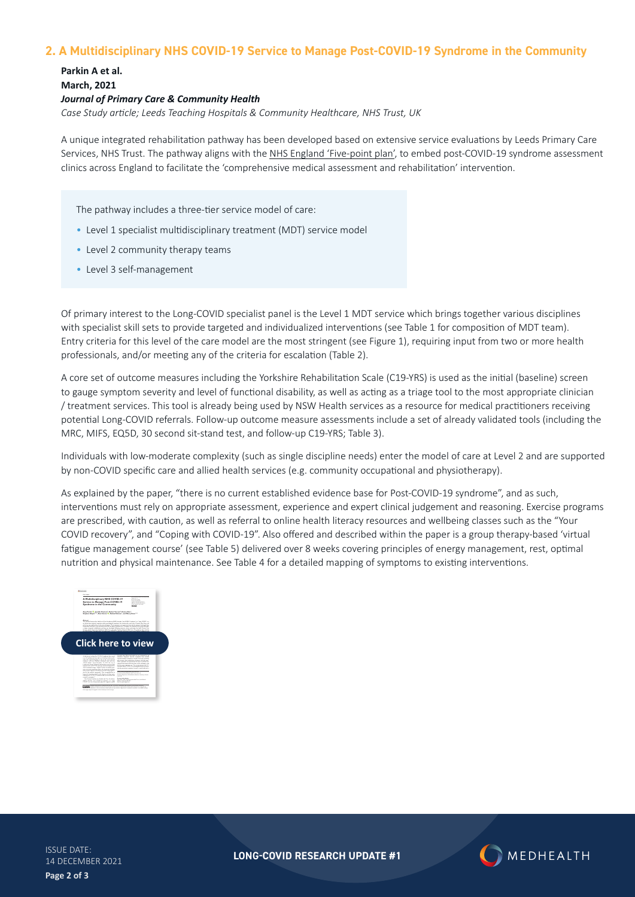## 2. A Multidisciplinary NHS COVID-19 Service to Manage Post-COVID-19 Syndrome in the Community

**Parkin A et al.**
**March, 2021**
***Journal of Primary Care & Community Health***
*Case Study article; Leeds Teaching Hospitals & Community Healthcare, NHS Trust, UK*

A unique integrated rehabilitation pathway has been developed based on extensive service evaluations by Leeds Primary Care Services, NHS Trust. The pathway aligns with the NHS England 'Five-point plan', to embed post-COVID-19 syndrome assessment clinics across England to facilitate the 'comprehensive medical assessment and rehabilitation' intervention.

The pathway includes a three-tier service model of care:

- Level 1 specialist multidisciplinary treatment (MDT) service model
- Level 2 community therapy teams
- Level 3 self-management

Of primary interest to the Long-COVID specialist panel is the Level 1 MDT service which brings together various disciplines with specialist skill sets to provide targeted and individualized interventions (see Table 1 for composition of MDT team). Entry criteria for this level of the care model are the most stringent (see Figure 1), requiring input from two or more health professionals, and/or meeting any of the criteria for escalation (Table 2).

A core set of outcome measures including the Yorkshire Rehabilitation Scale (C19-YRS) is used as the initial (baseline) screen to gauge symptom severity and level of functional disability, as well as acting as a triage tool to the most appropriate clinician / treatment services. This tool is already being used by NSW Health services as a resource for medical practitioners receiving potential Long-COVID referrals. Follow-up outcome measure assessments include a set of already validated tools (including the MRC, MIFS, EQ5D, 30 second sit-stand test, and follow-up C19-YRS; Table 3).

Individuals with low-moderate complexity (such as single discipline needs) enter the model of care at Level 2 and are supported by non-COVID specific care and allied health services (e.g. community occupational and physiotherapy).

As explained by the paper, "there is no current established evidence base for Post-COVID-19 syndrome", and as such, interventions must rely on appropriate assessment, experience and expert clinical judgement and reasoning. Exercise programs are prescribed, with caution, as well as referral to online health literacy resources and wellbeing classes such as the "Your COVID recovery", and "Coping with COVID-19". Also offered and described within the paper is a group therapy-based 'virtual fatigue management course' (see Table 5) delivered over 8 weeks covering principles of energy management, rest, optimal nutrition and physical maintenance. See Table 4 for a detailed mapping of symptoms to existing interventions.

Click here to view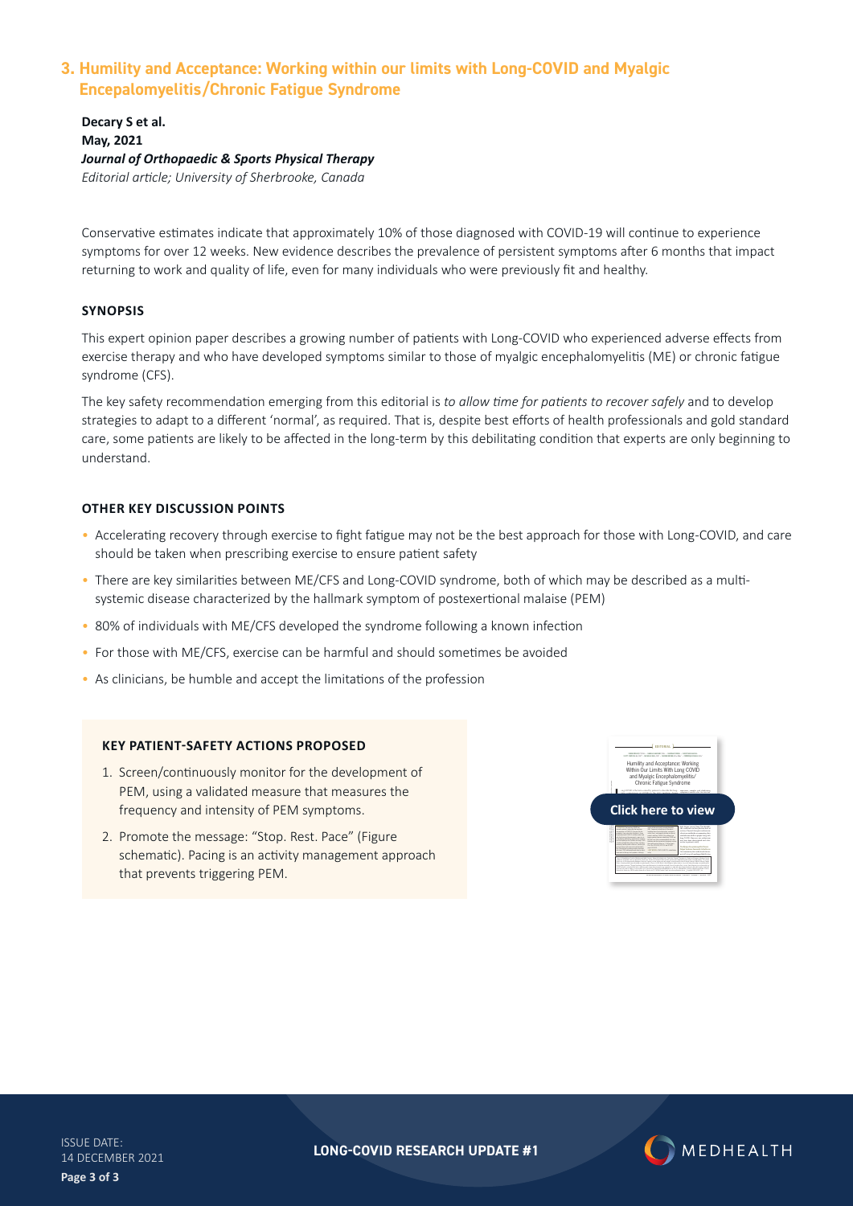## 3. Humility and Acceptance: Working within our limits with Long-COVID and Myalgic Encepalomyelitis/Chronic Fatigue Syndrome

**Decary S et al.**
**May, 2021**
***Journal of Orthopaedic & Sports Physical Therapy***
*Editorial article; University of Sherbrooke, Canada*

Conservative estimates indicate that approximately 10% of those diagnosed with COVID-19 will continue to experience symptoms for over 12 weeks. New evidence describes the prevalence of persistent symptoms after 6 months that impact returning to work and quality of life, even for many individuals who were previously fit and healthy.

### SYNOPSIS

This expert opinion paper describes a growing number of patients with Long-COVID who experienced adverse effects from exercise therapy and who have developed symptoms similar to those of myalgic encephalomyelitis (ME) or chronic fatigue syndrome (CFS).

The key safety recommendation emerging from this editorial is *to allow time for patients to recover safely* and to develop strategies to adapt to a different 'normal', as required. That is, despite best efforts of health professionals and gold standard care, some patients are likely to be affected in the long-term by this debilitating condition that experts are only beginning to understand.

### OTHER KEY DISCUSSION POINTS

- Accelerating recovery through exercise to fight fatigue may not be the best approach for those with Long-COVID, and care should be taken when prescribing exercise to ensure patient safety
- There are key similarities between ME/CFS and Long-COVID syndrome, both of which may be described as a multi-systemic disease characterized by the hallmark symptom of postexertional malaise (PEM)
- 80% of individuals with ME/CFS developed the syndrome following a known infection
- For those with ME/CFS, exercise can be harmful and should sometimes be avoided
- As clinicians, be humble and accept the limitations of the profession

### KEY PATIENT-SAFETY ACTIONS PROPOSED

1. Screen/continuously monitor for the development of PEM, using a validated measure that measures the frequency and intensity of PEM symptoms.
2. Promote the message: "Stop. Rest. Pace" (Figure schematic). Pacing is an activity management approach that prevents triggering PEM.

Click here to view